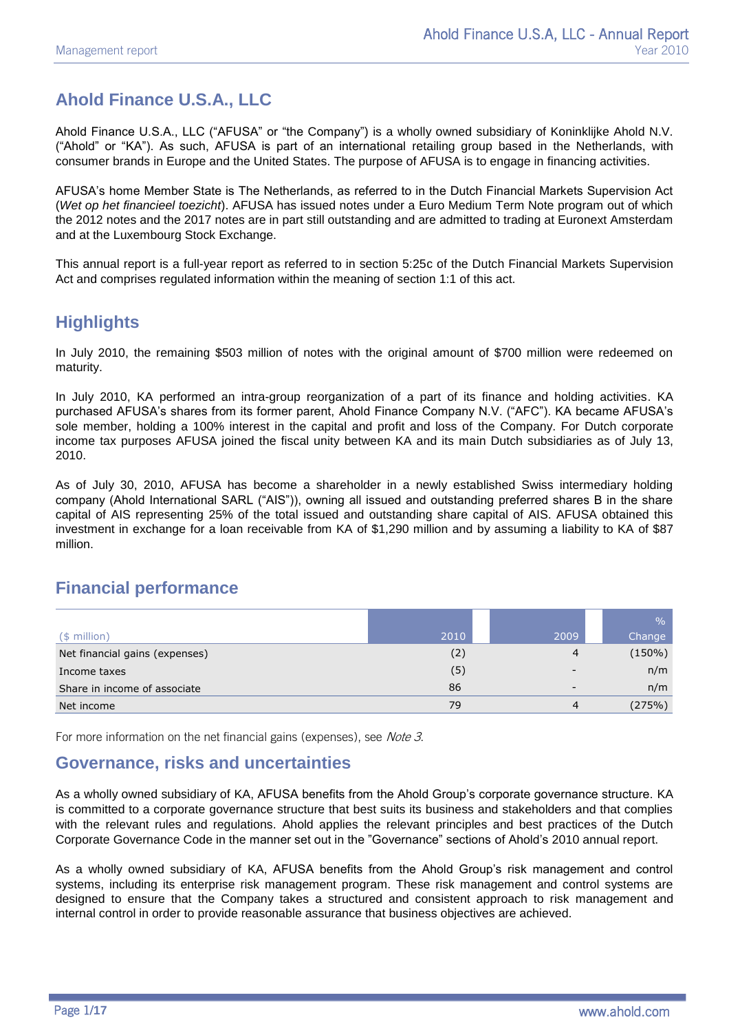# Ahold Finance U.S.A., LLC

Ahold Finance U.S.A., LLC ("AFUSA" or "the Company") is a wholly owned subsidiary of Koninklijke Ahold N.V. ("Ahold" or "KA"). As such, AFUSA is part of an international retailing group based in the Netherlands, with consumer brands in Europe and the United States. The purpose of AFUSA is to engage in financing activities.

AFUSA's home Member State is The Netherlands, as referred to in the Dutch Financial Markets Supervision Act (*Wet op het financieel toezicht*). AFUSA has issued notes under a Euro Medium Term Note program out of which the 2012 notes and the 2017 notes are in part still outstanding and are admitted to trading at Euronext Amsterdam and at the Luxembourg Stock Exchange.

This annual report is a full-year report as referred to in section 5:25c of the Dutch Financial Markets Supervision Act and comprises regulated information within the meaning of section 1:1 of this act.

## Highlights

In July 2010, the remaining $503 million of notes with the original amount of $700 million were redeemed on maturity.

In July 2010, KA performed an intra-group reorganization of a part of its finance and holding activities. KA purchased AFUSA's shares from its former parent, Ahold Finance Company N.V. ("AFC"). KA became AFUSA's sole member, holding a 100% interest in the capital and profit and loss of the Company. For Dutch corporate income tax purposes AFUSA joined the fiscal unity between KA and its main Dutch subsidiaries as of July 13, 2010.

As of July 30, 2010, AFUSA has become a shareholder in a newly established Swiss intermediary holding company (Ahold International SARL ("AIS")), owning all issued and outstanding preferred shares B in the share capital of AIS representing 25% of the total issued and outstanding share capital of AIS. AFUSA obtained this investment in exchange for a loan receivable from KA of $1,290 million and by assuming a liability to KA of $87 million.

## Financial performance

| ($ million) | 2010 | 2009 | % Change |
|---|---|---|---|
| Net financial gains (expenses) | (2) | 4 | (150%) |
| Income taxes | (5) | - | n/m |
| Share in income of associate | 86 | - | n/m |
| Net income | 79 | 4 | (275%) |

For more information on the net financial gains (expenses), see *Note 3*.

## Governance, risks and uncertainties

As a wholly owned subsidiary of KA, AFUSA benefits from the Ahold Group's corporate governance structure. KA is committed to a corporate governance structure that best suits its business and stakeholders and that complies with the relevant rules and regulations. Ahold applies the relevant principles and best practices of the Dutch Corporate Governance Code in the manner set out in the "Governance" sections of Ahold's 2010 annual report.

As a wholly owned subsidiary of KA, AFUSA benefits from the Ahold Group's risk management and control systems, including its enterprise risk management program. These risk management and control systems are designed to ensure that the Company takes a structured and consistent approach to risk management and internal control in order to provide reasonable assurance that business objectives are achieved.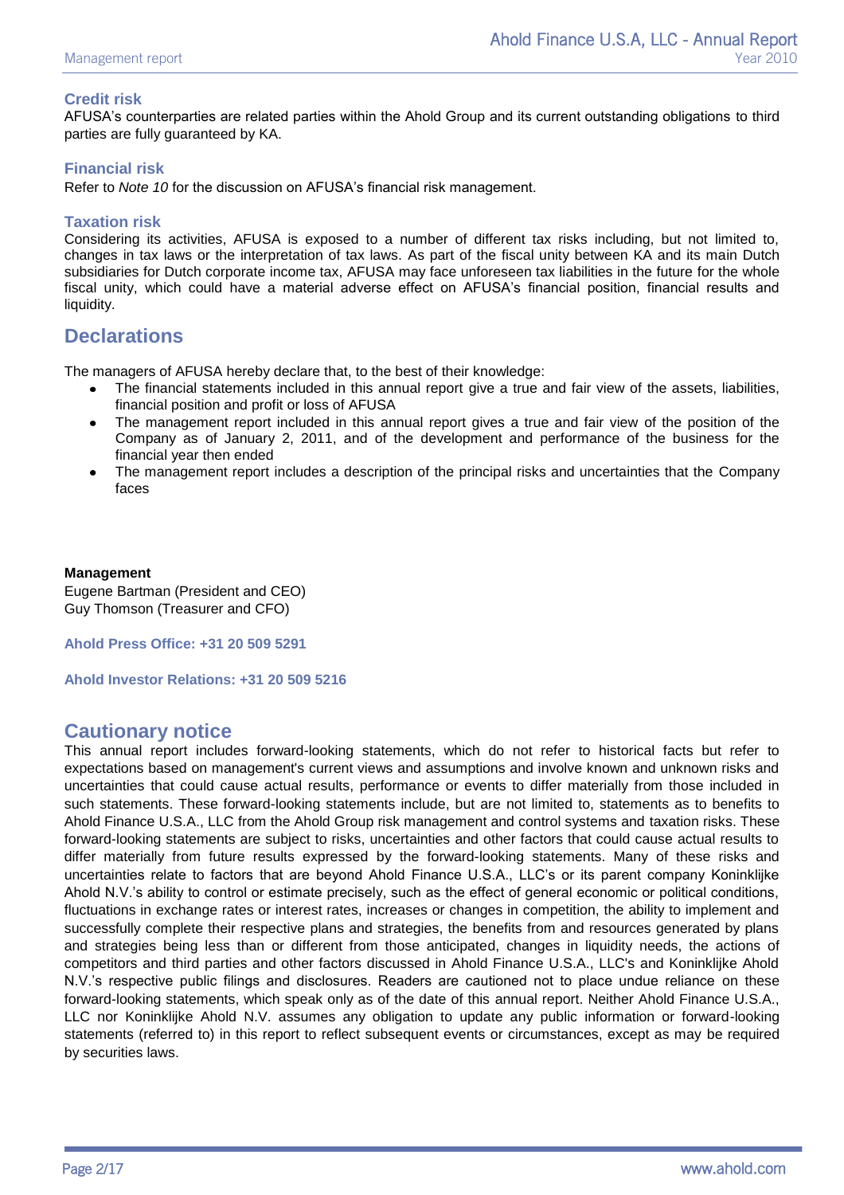### Credit risk

AFUSA's counterparties are related parties within the Ahold Group and its current outstanding obligations to third parties are fully guaranteed by KA.

### Financial risk

Refer to *Note 10* for the discussion on AFUSA's financial risk management.

### Taxation risk

Considering its activities, AFUSA is exposed to a number of different tax risks including, but not limited to, changes in tax laws or the interpretation of tax laws. As part of the fiscal unity between KA and its main Dutch subsidiaries for Dutch corporate income tax, AFUSA may face unforeseen tax liabilities in the future for the whole fiscal unity, which could have a material adverse effect on AFUSA's financial position, financial results and liquidity.

## Declarations

The managers of AFUSA hereby declare that, to the best of their knowledge:

- The financial statements included in this annual report give a true and fair view of the assets, liabilities, financial position and profit or loss of AFUSA
- The management report included in this annual report gives a true and fair view of the position of the Company as of January 2, 2011, and of the development and performance of the business for the financial year then ended
- The management report includes a description of the principal risks and uncertainties that the Company faces

**Management**
Eugene Bartman (President and CEO)
Guy Thomson (Treasurer and CFO)

**Ahold Press Office: +31 20 509 5291**

**Ahold Investor Relations: +31 20 509 5216**

## Cautionary notice

This annual report includes forward-looking statements, which do not refer to historical facts but refer to expectations based on management's current views and assumptions and involve known and unknown risks and uncertainties that could cause actual results, performance or events to differ materially from those included in such statements. These forward-looking statements include, but are not limited to, statements as to benefits to Ahold Finance U.S.A., LLC from the Ahold Group risk management and control systems and taxation risks. These forward-looking statements are subject to risks, uncertainties and other factors that could cause actual results to differ materially from future results expressed by the forward-looking statements. Many of these risks and uncertainties relate to factors that are beyond Ahold Finance U.S.A., LLC's or its parent company Koninklijke Ahold N.V.'s ability to control or estimate precisely, such as the effect of general economic or political conditions, fluctuations in exchange rates or interest rates, increases or changes in competition, the ability to implement and successfully complete their respective plans and strategies, the benefits from and resources generated by plans and strategies being less than or different from those anticipated, changes in liquidity needs, the actions of competitors and third parties and other factors discussed in Ahold Finance U.S.A., LLC's and Koninklijke Ahold N.V.'s respective public filings and disclosures. Readers are cautioned not to place undue reliance on these forward-looking statements, which speak only as of the date of this annual report. Neither Ahold Finance U.S.A., LLC nor Koninklijke Ahold N.V. assumes any obligation to update any public information or forward-looking statements (referred to) in this report to reflect subsequent events or circumstances, except as may be required by securities laws.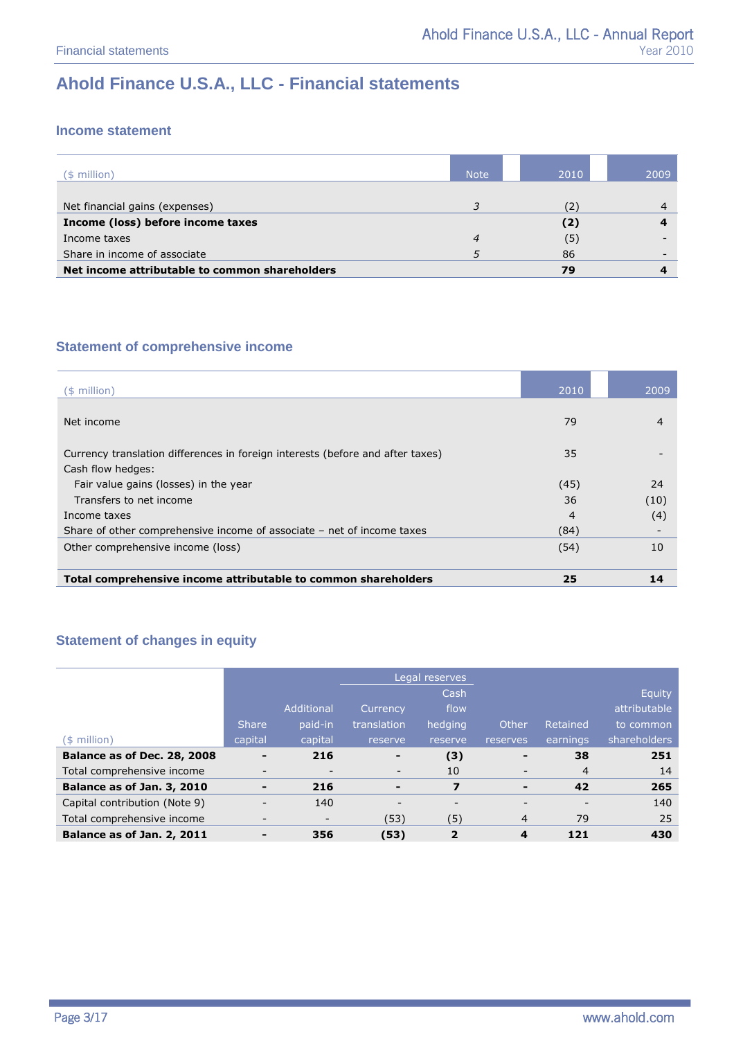# Ahold Finance U.S.A., LLC - Financial statements

## Income statement

| ($ million) | Note | 2010 | 2009 |
|---|---|---|---|
| Net financial gains (expenses) | *3* | (2) | 4 |
| **Income (loss) before income taxes** | | **(2)** | **4** |
| Income taxes | *4* | (5) | - |
| Share in income of associate | *5* | 86 | - |
| **Net income attributable to common shareholders** | | **79** | **4** |

## Statement of comprehensive income

| ($ million) | 2010 | 2009 |
|---|---|---|
| Net income | 79 | 4 |
| Currency translation differences in foreign interests (before and after taxes) | 35 | - |
| Cash flow hedges: | | |
| Fair value gains (losses) in the year | (45) | 24 |
| Transfers to net income | 36 | (10) |
| Income taxes | 4 | (4) |
| Share of other comprehensive income of associate – net of income taxes | (84) | - |
| Other comprehensive income (loss) | (54) | 10 |
| **Total comprehensive income attributable to common shareholders** | **25** | **14** |

## Statement of changes in equity

| | | | Legal reserves | | | | |
|---|---|---|---|---|---|---|---|
| ($ million) | Share capital | Additional paid-in capital | Currency translation reserve | Cash flow hedging reserve | Other reserves | Retained earnings | Equity attributable to common shareholders |
| **Balance as of Dec. 28, 2008** | **-** | **216** | **-** | **(3)** | **-** | **38** | **251** |
| Total comprehensive income | - | - | - | 10 | - | 4 | 14 |
| **Balance as of Jan. 3, 2010** | **-** | **216** | **-** | **7** | **-** | **42** | **265** |
| Capital contribution (Note 9) | - | 140 | - | - | - | - | 140 |
| Total comprehensive income | - | - | (53) | (5) | 4 | 79 | 25 |
| **Balance as of Jan. 2, 2011** | **-** | **356** | **(53)** | **2** | **4** | **121** | **430** |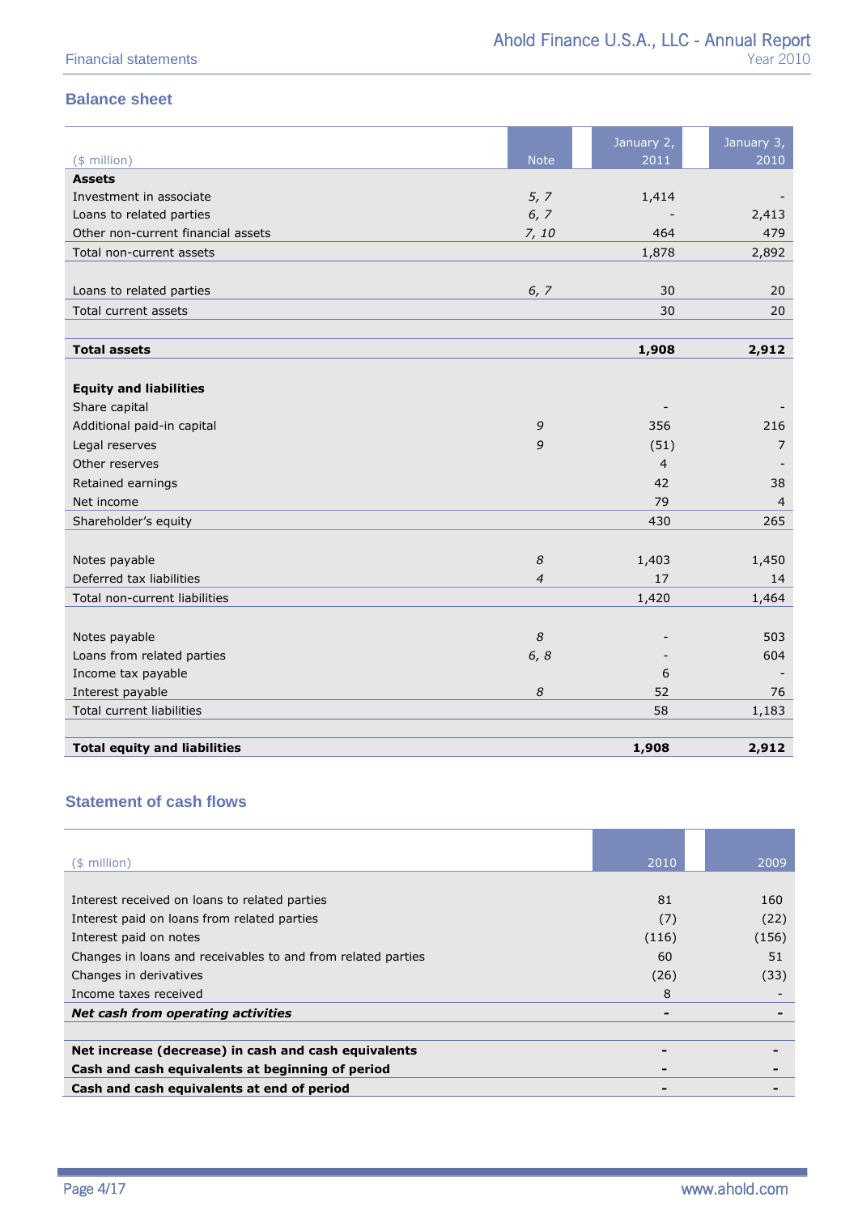## Balance sheet

| ($ million) | Note | January 2, 2011 | January 3, 2010 |
|---|---|---|---|
| **Assets** | | | |
| Investment in associate | *5, 7* | 1,414 | - |
| Loans to related parties | *6, 7* | - | 2,413 |
| Other non-current financial assets | *7, 10* | 464 | 479 |
| Total non-current assets | | 1,878 | 2,892 |
| | | | |
| Loans to related parties | *6, 7* | 30 | 20 |
| Total current assets | | 30 | 20 |
| | | | |
| **Total assets** | | **1,908** | **2,912** |
| | | | |
| **Equity and liabilities** | | | |
| Share capital | | - | - |
| Additional paid-in capital | *9* | 356 | 216 |
| Legal reserves | *9* | (51) | 7 |
| Other reserves | | 4 | - |
| Retained earnings | | 42 | 38 |
| Net income | | 79 | 4 |
| Shareholder's equity | | 430 | 265 |
| | | | |
| Notes payable | *8* | 1,403 | 1,450 |
| Deferred tax liabilities | *4* | 17 | 14 |
| Total non-current liabilities | | 1,420 | 1,464 |
| | | | |
| Notes payable | *8* | - | 503 |
| Loans from related parties | *6, 8* | - | 604 |
| Income tax payable | | 6 | - |
| Interest payable | *8* | 52 | 76 |
| Total current liabilities | | 58 | 1,183 |
| | | | |
| **Total equity and liabilities** | | **1,908** | **2,912** |

## Statement of cash flows

| ($ million) | 2010 | 2009 |
|---|---|---|
| Interest received on loans to related parties | 81 | 160 |
| Interest paid on loans from related parties | (7) | (22) |
| Interest paid on notes | (116) | (156) |
| Changes in loans and receivables to and from related parties | 60 | 51 |
| Changes in derivatives | (26) | (33) |
| Income taxes received | 8 | - |
| ***Net cash from operating activities*** | **-** | **-** |
| | | |
| **Net increase (decrease) in cash and cash equivalents** | **-** | **-** |
| **Cash and cash equivalents at beginning of period** | **-** | **-** |
| **Cash and cash equivalents at end of period** | **-** | **-** |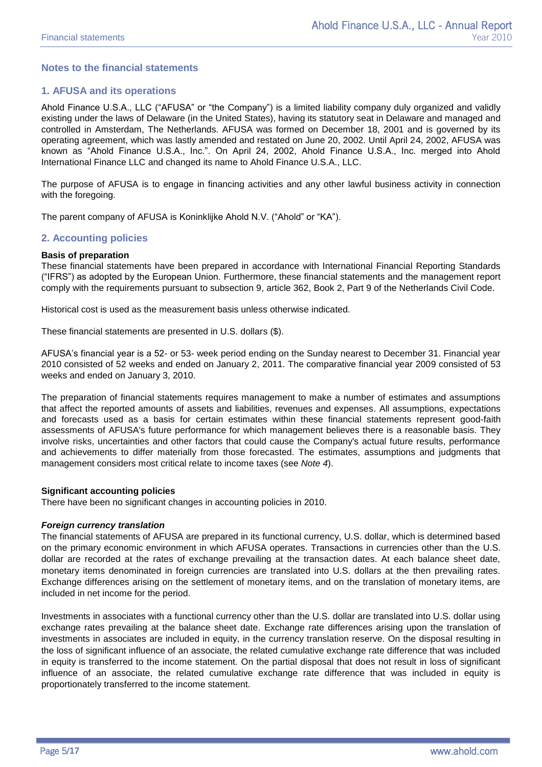## Notes to the financial statements

### 1. AFUSA and its operations

Ahold Finance U.S.A., LLC ("AFUSA" or "the Company") is a limited liability company duly organized and validly existing under the laws of Delaware (in the United States), having its statutory seat in Delaware and managed and controlled in Amsterdam, The Netherlands. AFUSA was formed on December 18, 2001 and is governed by its operating agreement, which was lastly amended and restated on June 20, 2002. Until April 24, 2002, AFUSA was known as "Ahold Finance U.S.A., Inc.". On April 24, 2002, Ahold Finance U.S.A., Inc. merged into Ahold International Finance LLC and changed its name to Ahold Finance U.S.A., LLC.

The purpose of AFUSA is to engage in financing activities and any other lawful business activity in connection with the foregoing.

The parent company of AFUSA is Koninklijke Ahold N.V. ("Ahold" or "KA").

### 2. Accounting policies

**Basis of preparation**

These financial statements have been prepared in accordance with International Financial Reporting Standards ("IFRS") as adopted by the European Union. Furthermore, these financial statements and the management report comply with the requirements pursuant to subsection 9, article 362, Book 2, Part 9 of the Netherlands Civil Code.

Historical cost is used as the measurement basis unless otherwise indicated.

These financial statements are presented in U.S. dollars ($).

AFUSA's financial year is a 52- or 53- week period ending on the Sunday nearest to December 31. Financial year 2010 consisted of 52 weeks and ended on January 2, 2011. The comparative financial year 2009 consisted of 53 weeks and ended on January 3, 2010.

The preparation of financial statements requires management to make a number of estimates and assumptions that affect the reported amounts of assets and liabilities, revenues and expenses. All assumptions, expectations and forecasts used as a basis for certain estimates within these financial statements represent good-faith assessments of AFUSA's future performance for which management believes there is a reasonable basis. They involve risks, uncertainties and other factors that could cause the Company's actual future results, performance and achievements to differ materially from those forecasted. The estimates, assumptions and judgments that management considers most critical relate to income taxes (see *Note 4*).

**Significant accounting policies**

There have been no significant changes in accounting policies in 2010.

***Foreign currency translation***

The financial statements of AFUSA are prepared in its functional currency, U.S. dollar, which is determined based on the primary economic environment in which AFUSA operates. Transactions in currencies other than the U.S. dollar are recorded at the rates of exchange prevailing at the transaction dates. At each balance sheet date, monetary items denominated in foreign currencies are translated into U.S. dollars at the then prevailing rates. Exchange differences arising on the settlement of monetary items, and on the translation of monetary items, are included in net income for the period.

Investments in associates with a functional currency other than the U.S. dollar are translated into U.S. dollar using exchange rates prevailing at the balance sheet date. Exchange rate differences arising upon the translation of investments in associates are included in equity, in the currency translation reserve. On the disposal resulting in the loss of significant influence of an associate, the related cumulative exchange rate difference that was included in equity is transferred to the income statement. On the partial disposal that does not result in loss of significant influence of an associate, the related cumulative exchange rate difference that was included in equity is proportionately transferred to the income statement.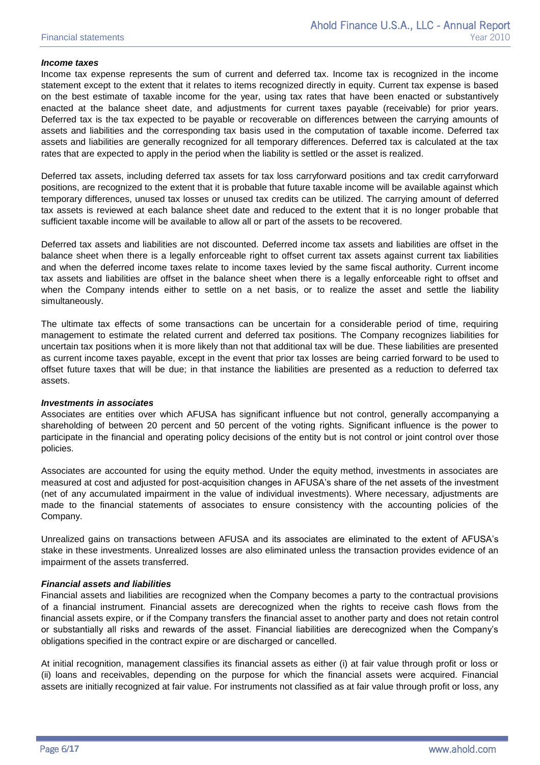***Income taxes***

Income tax expense represents the sum of current and deferred tax. Income tax is recognized in the income statement except to the extent that it relates to items recognized directly in equity. Current tax expense is based on the best estimate of taxable income for the year, using tax rates that have been enacted or substantively enacted at the balance sheet date, and adjustments for current taxes payable (receivable) for prior years. Deferred tax is the tax expected to be payable or recoverable on differences between the carrying amounts of assets and liabilities and the corresponding tax basis used in the computation of taxable income. Deferred tax assets and liabilities are generally recognized for all temporary differences. Deferred tax is calculated at the tax rates that are expected to apply in the period when the liability is settled or the asset is realized.

Deferred tax assets, including deferred tax assets for tax loss carryforward positions and tax credit carryforward positions, are recognized to the extent that it is probable that future taxable income will be available against which temporary differences, unused tax losses or unused tax credits can be utilized. The carrying amount of deferred tax assets is reviewed at each balance sheet date and reduced to the extent that it is no longer probable that sufficient taxable income will be available to allow all or part of the assets to be recovered.

Deferred tax assets and liabilities are not discounted. Deferred income tax assets and liabilities are offset in the balance sheet when there is a legally enforceable right to offset current tax assets against current tax liabilities and when the deferred income taxes relate to income taxes levied by the same fiscal authority. Current income tax assets and liabilities are offset in the balance sheet when there is a legally enforceable right to offset and when the Company intends either to settle on a net basis, or to realize the asset and settle the liability simultaneously.

The ultimate tax effects of some transactions can be uncertain for a considerable period of time, requiring management to estimate the related current and deferred tax positions. The Company recognizes liabilities for uncertain tax positions when it is more likely than not that additional tax will be due. These liabilities are presented as current income taxes payable, except in the event that prior tax losses are being carried forward to be used to offset future taxes that will be due; in that instance the liabilities are presented as a reduction to deferred tax assets.

***Investments in associates***

Associates are entities over which AFUSA has significant influence but not control, generally accompanying a shareholding of between 20 percent and 50 percent of the voting rights. Significant influence is the power to participate in the financial and operating policy decisions of the entity but is not control or joint control over those policies.

Associates are accounted for using the equity method. Under the equity method, investments in associates are measured at cost and adjusted for post-acquisition changes in AFUSA's share of the net assets of the investment (net of any accumulated impairment in the value of individual investments). Where necessary, adjustments are made to the financial statements of associates to ensure consistency with the accounting policies of the Company.

Unrealized gains on transactions between AFUSA and its associates are eliminated to the extent of AFUSA's stake in these investments. Unrealized losses are also eliminated unless the transaction provides evidence of an impairment of the assets transferred.

***Financial assets and liabilities***

Financial assets and liabilities are recognized when the Company becomes a party to the contractual provisions of a financial instrument. Financial assets are derecognized when the rights to receive cash flows from the financial assets expire, or if the Company transfers the financial asset to another party and does not retain control or substantially all risks and rewards of the asset. Financial liabilities are derecognized when the Company's obligations specified in the contract expire or are discharged or cancelled.

At initial recognition, management classifies its financial assets as either (i) at fair value through profit or loss or (ii) loans and receivables, depending on the purpose for which the financial assets were acquired. Financial assets are initially recognized at fair value. For instruments not classified as at fair value through profit or loss, any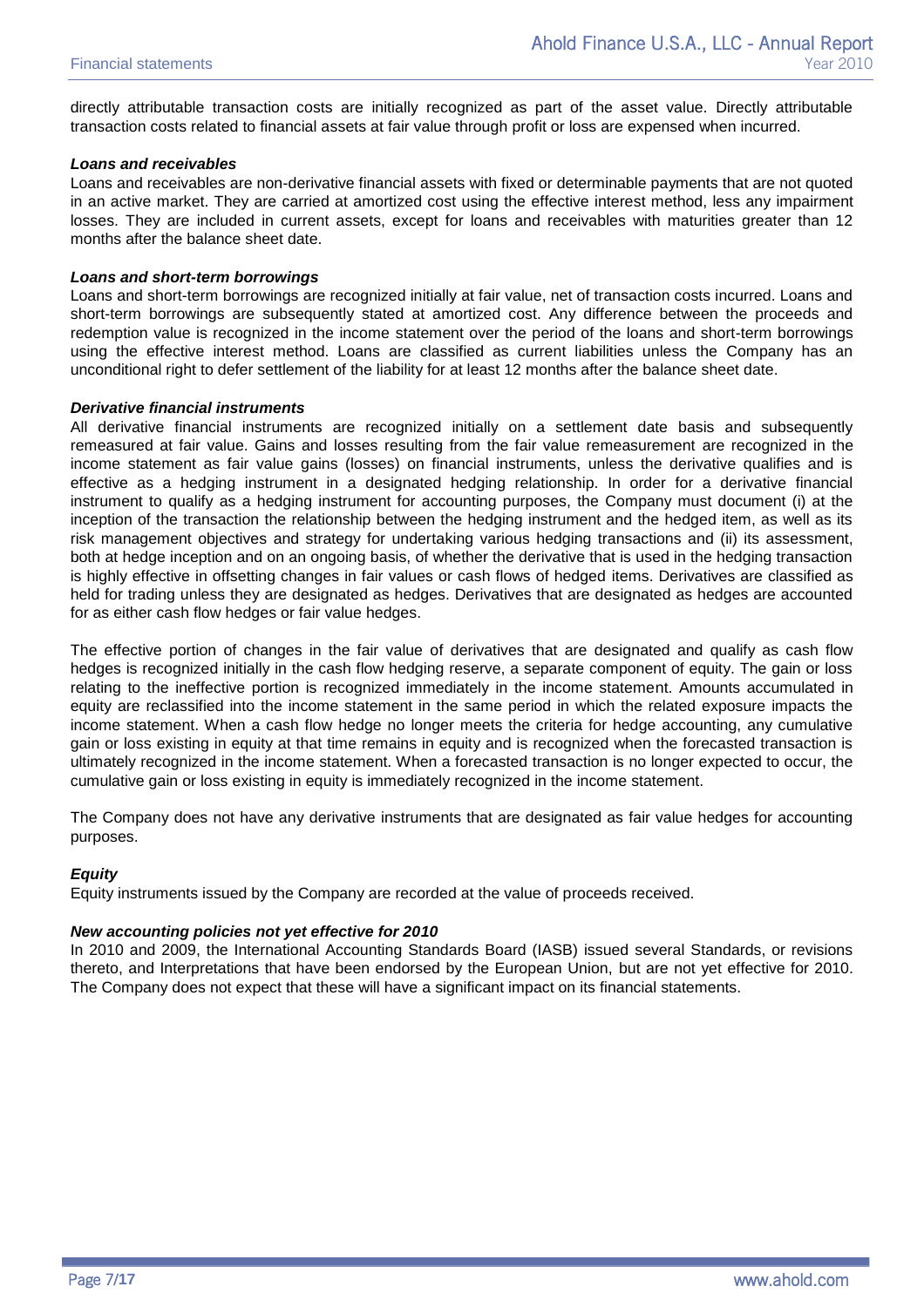directly attributable transaction costs are initially recognized as part of the asset value. Directly attributable transaction costs related to financial assets at fair value through profit or loss are expensed when incurred.

***Loans and receivables***

Loans and receivables are non-derivative financial assets with fixed or determinable payments that are not quoted in an active market. They are carried at amortized cost using the effective interest method, less any impairment losses. They are included in current assets, except for loans and receivables with maturities greater than 12 months after the balance sheet date.

***Loans and short-term borrowings***

Loans and short-term borrowings are recognized initially at fair value, net of transaction costs incurred. Loans and short-term borrowings are subsequently stated at amortized cost. Any difference between the proceeds and redemption value is recognized in the income statement over the period of the loans and short-term borrowings using the effective interest method. Loans are classified as current liabilities unless the Company has an unconditional right to defer settlement of the liability for at least 12 months after the balance sheet date.

***Derivative financial instruments***

All derivative financial instruments are recognized initially on a settlement date basis and subsequently remeasured at fair value. Gains and losses resulting from the fair value remeasurement are recognized in the income statement as fair value gains (losses) on financial instruments, unless the derivative qualifies and is effective as a hedging instrument in a designated hedging relationship. In order for a derivative financial instrument to qualify as a hedging instrument for accounting purposes, the Company must document (i) at the inception of the transaction the relationship between the hedging instrument and the hedged item, as well as its risk management objectives and strategy for undertaking various hedging transactions and (ii) its assessment, both at hedge inception and on an ongoing basis, of whether the derivative that is used in the hedging transaction is highly effective in offsetting changes in fair values or cash flows of hedged items. Derivatives are classified as held for trading unless they are designated as hedges. Derivatives that are designated as hedges are accounted for as either cash flow hedges or fair value hedges.

The effective portion of changes in the fair value of derivatives that are designated and qualify as cash flow hedges is recognized initially in the cash flow hedging reserve, a separate component of equity. The gain or loss relating to the ineffective portion is recognized immediately in the income statement. Amounts accumulated in equity are reclassified into the income statement in the same period in which the related exposure impacts the income statement. When a cash flow hedge no longer meets the criteria for hedge accounting, any cumulative gain or loss existing in equity at that time remains in equity and is recognized when the forecasted transaction is ultimately recognized in the income statement. When a forecasted transaction is no longer expected to occur, the cumulative gain or loss existing in equity is immediately recognized in the income statement.

The Company does not have any derivative instruments that are designated as fair value hedges for accounting purposes.

***Equity***

Equity instruments issued by the Company are recorded at the value of proceeds received.

***New accounting policies not yet effective for 2010***

In 2010 and 2009, the International Accounting Standards Board (IASB) issued several Standards, or revisions thereto, and Interpretations that have been endorsed by the European Union, but are not yet effective for 2010. The Company does not expect that these will have a significant impact on its financial statements.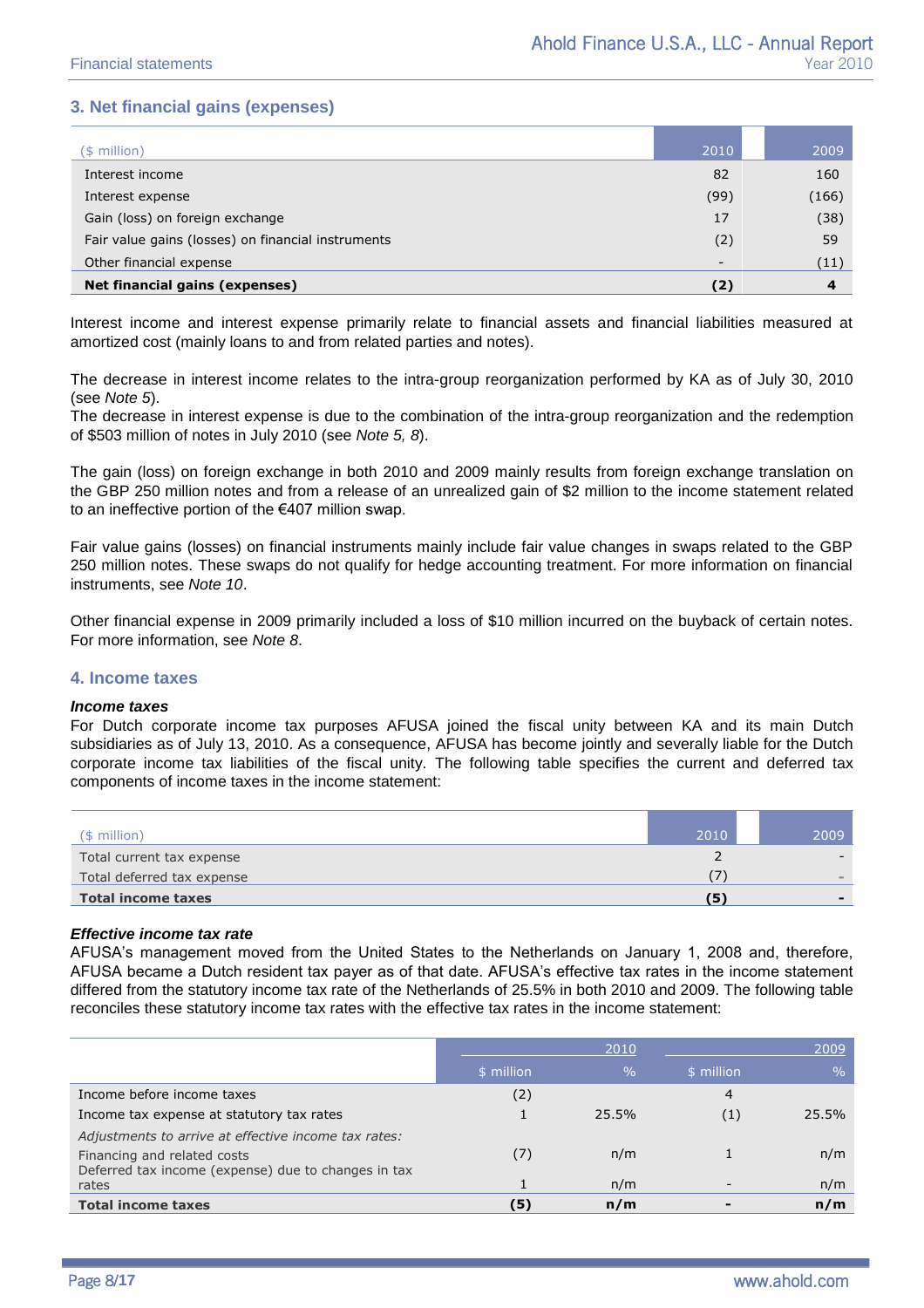## 3. Net financial gains (expenses)

| ($ million) | 2010 | 2009 |
|---|---|---|
| Interest income | 82 | 160 |
| Interest expense | (99) | (166) |
| Gain (loss) on foreign exchange | 17 | (38) |
| Fair value gains (losses) on financial instruments | (2) | 59 |
| Other financial expense | - | (11) |
| **Net financial gains (expenses)** | **(2)** | **4** |

Interest income and interest expense primarily relate to financial assets and financial liabilities measured at amortized cost (mainly loans to and from related parties and notes).

The decrease in interest income relates to the intra-group reorganization performed by KA as of July 30, 2010 (see *Note 5*).
The decrease in interest expense is due to the combination of the intra-group reorganization and the redemption of $503 million of notes in July 2010 (see *Note 5, 8*).

The gain (loss) on foreign exchange in both 2010 and 2009 mainly results from foreign exchange translation on the GBP 250 million notes and from a release of an unrealized gain of $2 million to the income statement related to an ineffective portion of the €407 million swap.

Fair value gains (losses) on financial instruments mainly include fair value changes in swaps related to the GBP 250 million notes. These swaps do not qualify for hedge accounting treatment. For more information on financial instruments, see *Note 10*.

Other financial expense in 2009 primarily included a loss of $10 million incurred on the buyback of certain notes. For more information, see *Note 8*.

## 4. Income taxes

### *Income taxes*

For Dutch corporate income tax purposes AFUSA joined the fiscal unity between KA and its main Dutch subsidiaries as of July 13, 2010. As a consequence, AFUSA has become jointly and severally liable for the Dutch corporate income tax liabilities of the fiscal unity. The following table specifies the current and deferred tax components of income taxes in the income statement:

| ($ million) | 2010 | 2009 |
|---|---|---|
| Total current tax expense | 2 | - |
| Total deferred tax expense | (7) | - |
| **Total income taxes** | **(5)** | **-** |

### *Effective income tax rate*

AFUSA's management moved from the United States to the Netherlands on January 1, 2008 and, therefore, AFUSA became a Dutch resident tax payer as of that date. AFUSA's effective tax rates in the income statement differed from the statutory income tax rate of the Netherlands of 25.5% in both 2010 and 2009. The following table reconciles these statutory income tax rates with the effective tax rates in the income statement:

| | 2010 | | 2009 | |
|---|---|---|---|---|
| | $ million | % | $ million | % |
| Income before income taxes | (2) | | 4 | |
| Income tax expense at statutory tax rates | 1 | 25.5% | (1) | 25.5% |
| *Adjustments to arrive at effective income tax rates:* | | | | |
| Financing and related costs | (7) | n/m | 1 | n/m |
| Deferred tax income (expense) due to changes in tax rates | 1 | n/m | - | n/m |
| **Total income taxes** | **(5)** | **n/m** | **-** | **n/m** |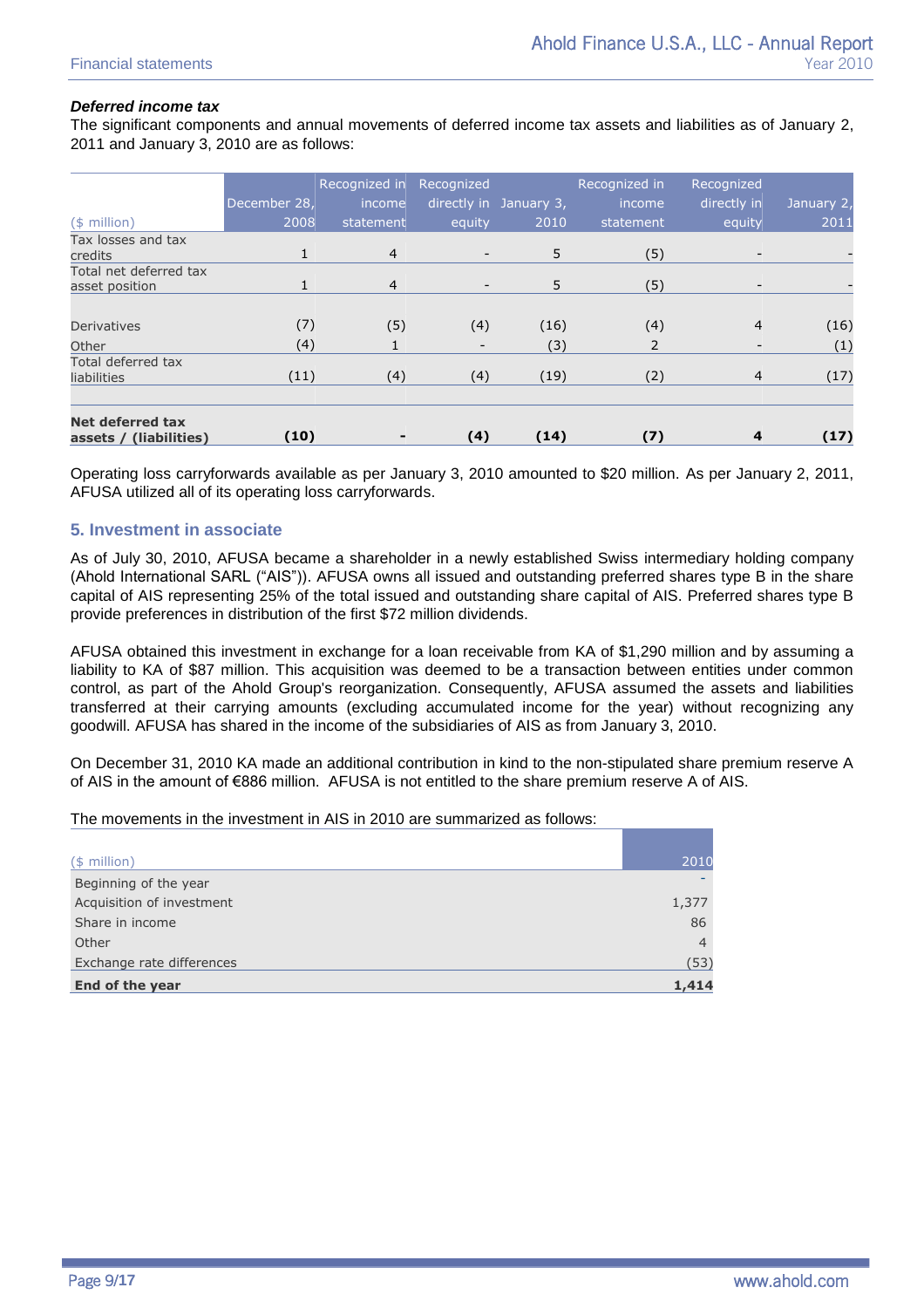***Deferred income tax***

The significant components and annual movements of deferred income tax assets and liabilities as of January 2, 2011 and January 3, 2010 are as follows:

| ($ million) | December 28, 2008 | Recognized in income statement | Recognized directly in equity | January 3, 2010 | Recognized in income statement | Recognized directly in equity | January 2, 2011 |
|---|---|---|---|---|---|---|---|
| Tax losses and tax credits | 1 | 4 | - | 5 | (5) | - | - |
| Total net deferred tax asset position | 1 | 4 | - | 5 | (5) | - | - |
| Derivatives | (7) | (5) | (4) | (16) | (4) | 4 | (16) |
| Other | (4) | 1 | - | (3) | 2 | - | (1) |
| Total deferred tax liabilities | (11) | (4) | (4) | (19) | (2) | 4 | (17) |
| **Net deferred tax assets / (liabilities)** | **(10)** | **-** | **(4)** | **(14)** | **(7)** | **4** | **(17)** |

Operating loss carryforwards available as per January 3, 2010 amounted to $20 million. As per January 2, 2011, AFUSA utilized all of its operating loss carryforwards.

## 5. Investment in associate

As of July 30, 2010, AFUSA became a shareholder in a newly established Swiss intermediary holding company (Ahold International SARL ("AIS")). AFUSA owns all issued and outstanding preferred shares type B in the share capital of AIS representing 25% of the total issued and outstanding share capital of AIS. Preferred shares type B provide preferences in distribution of the first $72 million dividends.

AFUSA obtained this investment in exchange for a loan receivable from KA of $1,290 million and by assuming a liability to KA of $87 million. This acquisition was deemed to be a transaction between entities under common control, as part of the Ahold Group's reorganization. Consequently, AFUSA assumed the assets and liabilities transferred at their carrying amounts (excluding accumulated income for the year) without recognizing any goodwill. AFUSA has shared in the income of the subsidiaries of AIS as from January 3, 2010.

On December 31, 2010 KA made an additional contribution in kind to the non-stipulated share premium reserve A of AIS in the amount of €886 million. AFUSA is not entitled to the share premium reserve A of AIS.

The movements in the investment in AIS in 2010 are summarized as follows:

| ($ million) | 2010 |
|---|---|
| Beginning of the year | - |
| Acquisition of investment | 1,377 |
| Share in income | 86 |
| Other | 4 |
| Exchange rate differences | (53) |
| **End of the year** | **1,414** |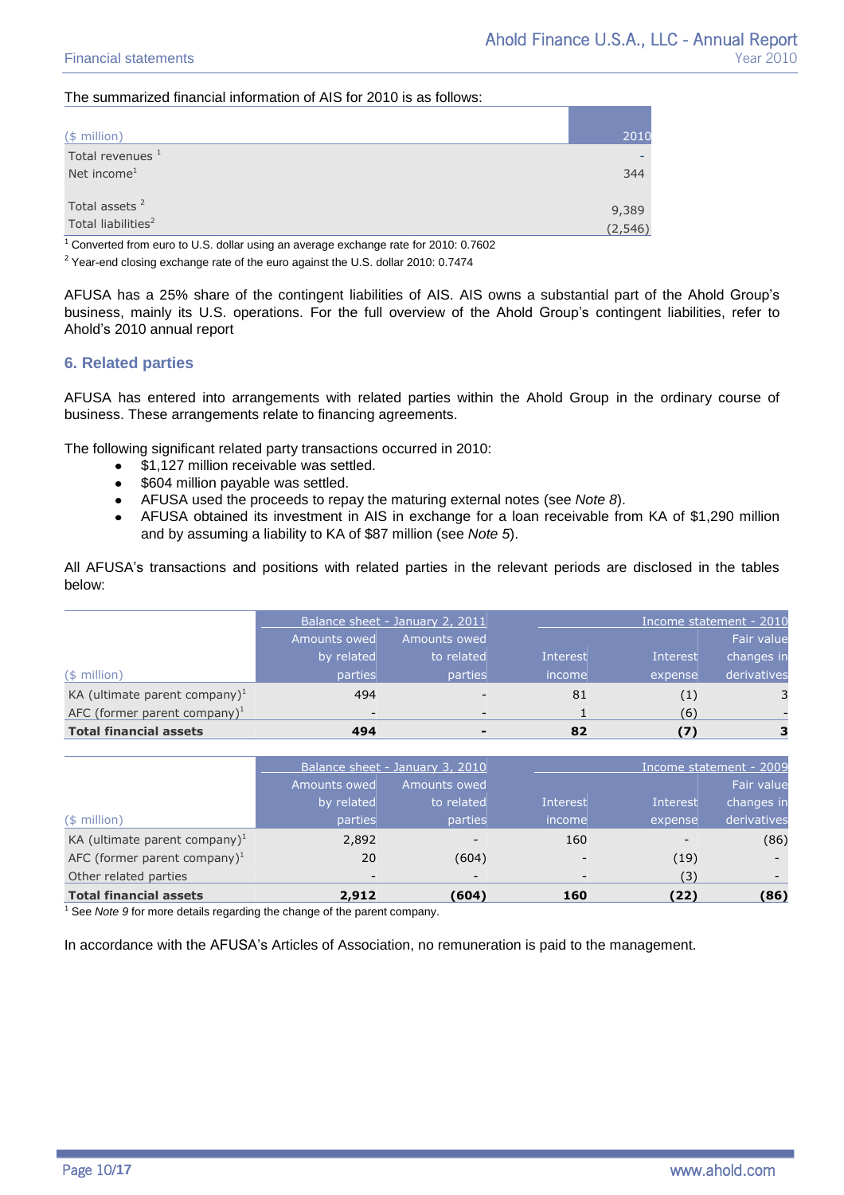The summarized financial information of AIS for 2010 is as follows:

| ($ million) | 2010 |
|---|---|
| Total revenues [1] | - |
| Net income[1] | 344 |
| Total assets [2] | 9,389 |
| Total liabilities[2] | (2,546) |

[1] Converted from euro to U.S. dollar using an average exchange rate for 2010: 0.7602

[2] Year-end closing exchange rate of the euro against the U.S. dollar 2010: 0.7474

AFUSA has a 25% share of the contingent liabilities of AIS. AIS owns a substantial part of the Ahold Group's business, mainly its U.S. operations. For the full overview of the Ahold Group's contingent liabilities, refer to Ahold's 2010 annual report

## 6. Related parties

AFUSA has entered into arrangements with related parties within the Ahold Group in the ordinary course of business. These arrangements relate to financing agreements.

The following significant related party transactions occurred in 2010:

- $1,127 million receivable was settled.
- $604 million payable was settled.
- AFUSA used the proceeds to repay the maturing external notes (see *Note 8*).
- AFUSA obtained its investment in AIS in exchange for a loan receivable from KA of $1,290 million and by assuming a liability to KA of $87 million (see *Note 5*).

All AFUSA's transactions and positions with related parties in the relevant periods are disclosed in the tables below:

| ($ million) | Balance sheet - January 2, 2011 | | Income statement - 2010 | | |
|---|---|---|---|---|---|
| | Amounts owed by related parties | Amounts owed to related parties | Interest income | Interest expense | Fair value changes in derivatives |
| KA (ultimate parent company)[1] | 494 | - | 81 | (1) | 3 |
| AFC (former parent company)[1] | - | - | 1 | (6) | - |
| **Total financial assets** | **494** | **-** | **82** | **(7)** | **3** |

| ($ million) | Balance sheet - January 3, 2010 | | Income statement - 2009 | | |
|---|---|---|---|---|---|
| | Amounts owed by related parties | Amounts owed to related parties | Interest income | Interest expense | Fair value changes in derivatives |
| KA (ultimate parent company)[1] | 2,892 | - | 160 | - | (86) |
| AFC (former parent company)[1] | 20 | (604) | - | (19) | - |
| Other related parties | - | - | - | (3) | - |
| **Total financial assets** | **2,912** | **(604)** | **160** | **(22)** | **(86)** |

[1] See *Note 9* for more details regarding the change of the parent company.

In accordance with the AFUSA's Articles of Association, no remuneration is paid to the management.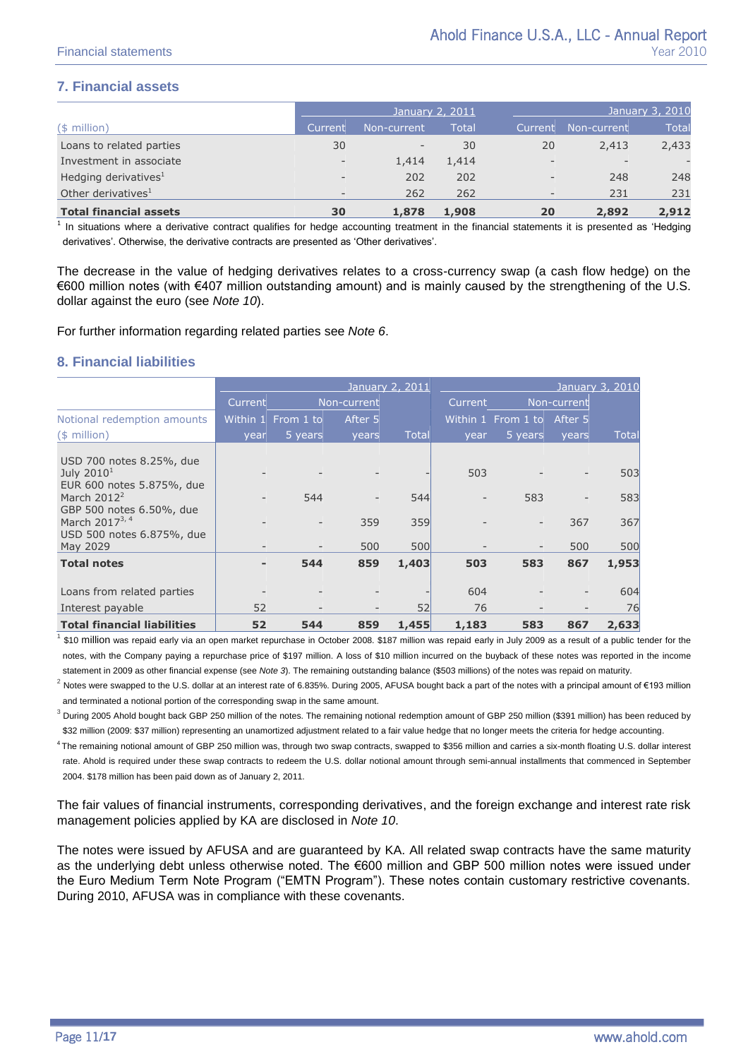## 7. Financial assets

| ($ million) | January 2, 2011 Current | Non-current | Total | January 3, 2010 Current | Non-current | Total |
|---|---|---|---|---|---|---|
| Loans to related parties | 30 | - | 30 | 20 | 2,413 | 2,433 |
| Investment in associate | - | 1,414 | 1,414 | - | - | - |
| Hedging derivatives[1] | - | 202 | 202 | - | 248 | 248 |
| Other derivatives[1] | - | 262 | 262 | - | 231 | 231 |
| **Total financial assets** | **30** | **1,878** | **1,908** | **20** | **2,892** | **2,912** |

[1] In situations where a derivative contract qualifies for hedge accounting treatment in the financial statements it is presented as 'Hedging derivatives'. Otherwise, the derivative contracts are presented as 'Other derivatives'.

The decrease in the value of hedging derivatives relates to a cross-currency swap (a cash flow hedge) on the €600 million notes (with €407 million outstanding amount) and is mainly caused by the strengthening of the U.S. dollar against the euro (see *Note 10*).

For further information regarding related parties see *Note 6*.

## 8. Financial liabilities

| Notional redemption amounts ($ million) | January 2, 2011 Current Within 1 year | Non-current From 1 to 5 years | Non-current After 5 years | Total | January 3, 2010 Current Within 1 year | Non-current From 1 to 5 years | Non-current After 5 years | Total |
|---|---|---|---|---|---|---|---|---|
| USD 700 notes 8.25%, due July 2010[1] | - | - | - | - | 503 | - | - | 503 |
| EUR 600 notes 5.875%, due March 2012[2] | - | 544 | - | 544 | - | 583 | - | 583 |
| GBP 500 notes 6.50%, due March 2017[3, 4] | - | - | 359 | 359 | - | - | 367 | 367 |
| USD 500 notes 6.875%, due May 2029 | - | - | 500 | 500 | - | - | 500 | 500 |
| **Total notes** | **-** | **544** | **859** | **1,403** | **503** | **583** | **867** | **1,953** |
| Loans from related parties | - | - | - | - | 604 | - | - | 604 |
| Interest payable | 52 | - | - | 52 | 76 | - | - | 76 |
| **Total financial liabilities** | **52** | **544** | **859** | **1,455** | **1,183** | **583** | **867** | **2,633** |

[1] $10 million was repaid early via an open market repurchase in October 2008. $187 million was repaid early in July 2009 as a result of a public tender for the notes, with the Company paying a repurchase price of $197 million. A loss of $10 million incurred on the buyback of these notes was reported in the income statement in 2009 as other financial expense (see *Note 3*). The remaining outstanding balance ($503 millions) of the notes was repaid on maturity.

[2] Notes were swapped to the U.S. dollar at an interest rate of 6.835%. During 2005, AFUSA bought back a part of the notes with a principal amount of €193 million and terminated a notional portion of the corresponding swap in the same amount.

[3] During 2005 Ahold bought back GBP 250 million of the notes. The remaining notional redemption amount of GBP 250 million ($391 million) has been reduced by $32 million (2009: $37 million) representing an unamortized adjustment related to a fair value hedge that no longer meets the criteria for hedge accounting.

[4] The remaining notional amount of GBP 250 million was, through two swap contracts, swapped to $356 million and carries a six-month floating U.S. dollar interest rate. Ahold is required under these swap contracts to redeem the U.S. dollar notional amount through semi-annual installments that commenced in September 2004. $178 million has been paid down as of January 2, 2011.

The fair values of financial instruments, corresponding derivatives, and the foreign exchange and interest rate risk management policies applied by KA are disclosed in *Note 10*.

The notes were issued by AFUSA and are guaranteed by KA. All related swap contracts have the same maturity as the underlying debt unless otherwise noted. The €600 million and GBP 500 million notes were issued under the Euro Medium Term Note Program ("EMTN Program"). These notes contain customary restrictive covenants. During 2010, AFUSA was in compliance with these covenants.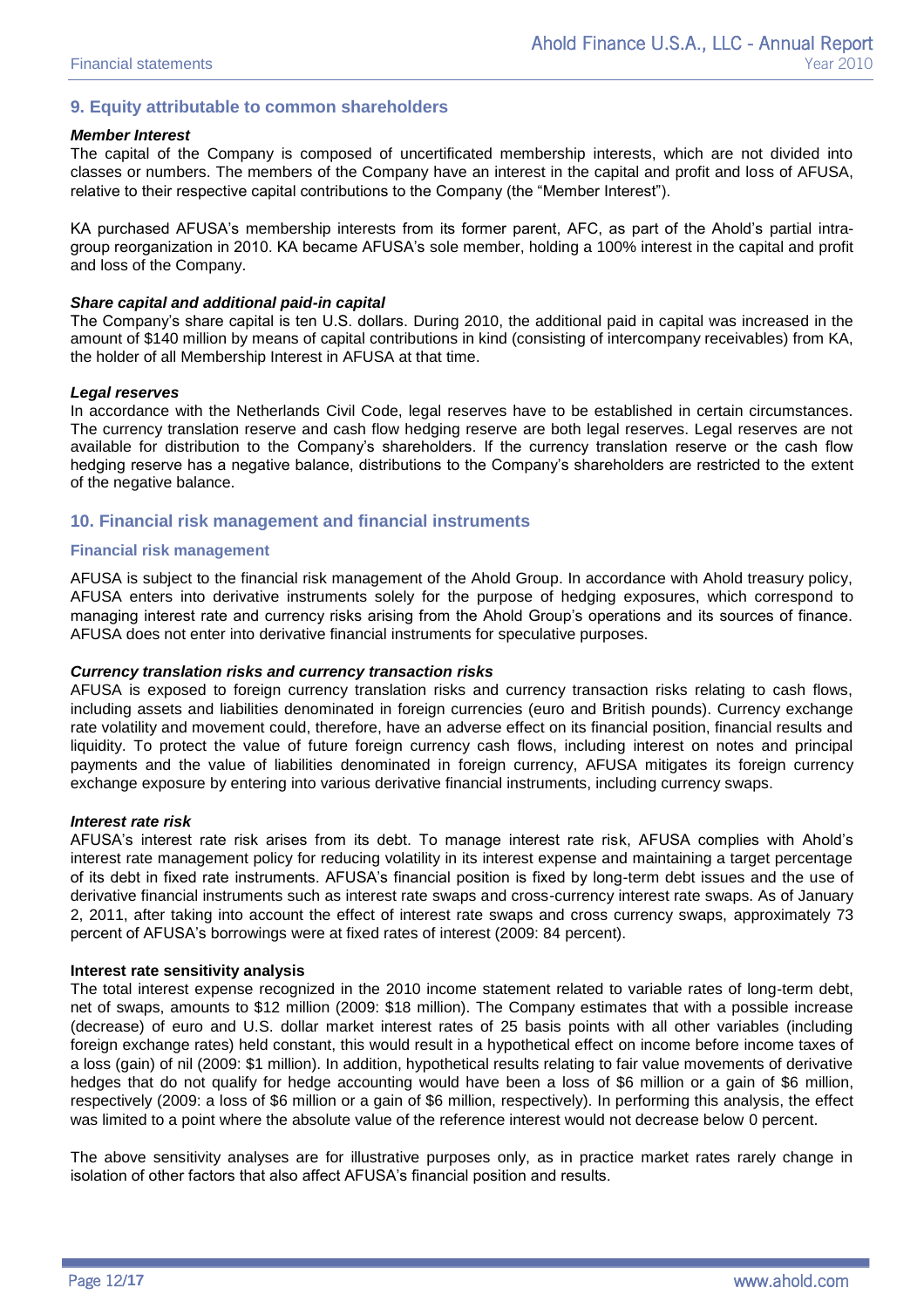## 9. Equity attributable to common shareholders

***Member Interest***

The capital of the Company is composed of uncertificated membership interests, which are not divided into classes or numbers. The members of the Company have an interest in the capital and profit and loss of AFUSA, relative to their respective capital contributions to the Company (the "Member Interest").

KA purchased AFUSA's membership interests from its former parent, AFC, as part of the Ahold's partial intra-group reorganization in 2010. KA became AFUSA's sole member, holding a 100% interest in the capital and profit and loss of the Company.

***Share capital and additional paid-in capital***

The Company's share capital is ten U.S. dollars. During 2010, the additional paid in capital was increased in the amount of $140 million by means of capital contributions in kind (consisting of intercompany receivables) from KA, the holder of all Membership Interest in AFUSA at that time.

***Legal reserves***

In accordance with the Netherlands Civil Code, legal reserves have to be established in certain circumstances. The currency translation reserve and cash flow hedging reserve are both legal reserves. Legal reserves are not available for distribution to the Company's shareholders. If the currency translation reserve or the cash flow hedging reserve has a negative balance, distributions to the Company's shareholders are restricted to the extent of the negative balance.

## 10. Financial risk management and financial instruments

### Financial risk management

AFUSA is subject to the financial risk management of the Ahold Group. In accordance with Ahold treasury policy, AFUSA enters into derivative instruments solely for the purpose of hedging exposures, which correspond to managing interest rate and currency risks arising from the Ahold Group's operations and its sources of finance. AFUSA does not enter into derivative financial instruments for speculative purposes.

***Currency translation risks and currency transaction risks***

AFUSA is exposed to foreign currency translation risks and currency transaction risks relating to cash flows, including assets and liabilities denominated in foreign currencies (euro and British pounds). Currency exchange rate volatility and movement could, therefore, have an adverse effect on its financial position, financial results and liquidity. To protect the value of future foreign currency cash flows, including interest on notes and principal payments and the value of liabilities denominated in foreign currency, AFUSA mitigates its foreign currency exchange exposure by entering into various derivative financial instruments, including currency swaps.

***Interest rate risk***

AFUSA's interest rate risk arises from its debt. To manage interest rate risk, AFUSA complies with Ahold's interest rate management policy for reducing volatility in its interest expense and maintaining a target percentage of its debt in fixed rate instruments. AFUSA's financial position is fixed by long-term debt issues and the use of derivative financial instruments such as interest rate swaps and cross-currency interest rate swaps. As of January 2, 2011, after taking into account the effect of interest rate swaps and cross currency swaps, approximately 73 percent of AFUSA's borrowings were at fixed rates of interest (2009: 84 percent).

**Interest rate sensitivity analysis**

The total interest expense recognized in the 2010 income statement related to variable rates of long-term debt, net of swaps, amounts to $12 million (2009: $18 million). The Company estimates that with a possible increase (decrease) of euro and U.S. dollar market interest rates of 25 basis points with all other variables (including foreign exchange rates) held constant, this would result in a hypothetical effect on income before income taxes of a loss (gain) of nil (2009: $1 million). In addition, hypothetical results relating to fair value movements of derivative hedges that do not qualify for hedge accounting would have been a loss of $6 million or a gain of $6 million, respectively (2009: a loss of $6 million or a gain of $6 million, respectively). In performing this analysis, the effect was limited to a point where the absolute value of the reference interest would not decrease below 0 percent.

The above sensitivity analyses are for illustrative purposes only, as in practice market rates rarely change in isolation of other factors that also affect AFUSA's financial position and results.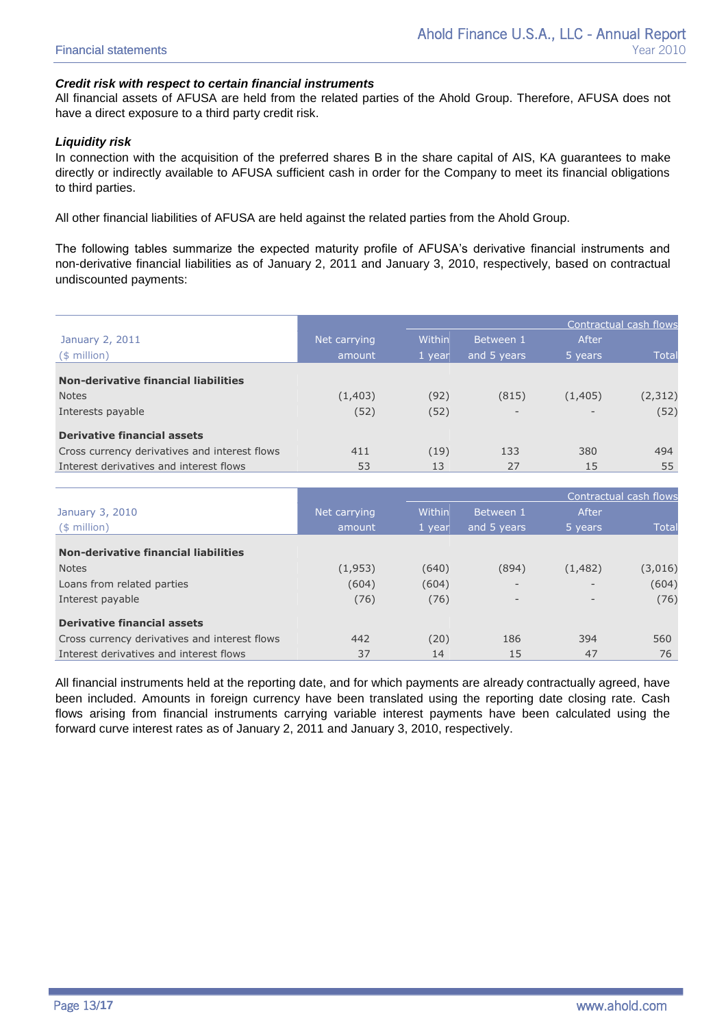***Credit risk with respect to certain financial instruments***

All financial assets of AFUSA are held from the related parties of the Ahold Group. Therefore, AFUSA does not have a direct exposure to a third party credit risk.

***Liquidity risk***

In connection with the acquisition of the preferred shares B in the share capital of AIS, KA guarantees to make directly or indirectly available to AFUSA sufficient cash in order for the Company to meet its financial obligations to third parties.

All other financial liabilities of AFUSA are held against the related parties from the Ahold Group.

The following tables summarize the expected maturity profile of AFUSA's derivative financial instruments and non-derivative financial liabilities as of January 2, 2011 and January 3, 2010, respectively, based on contractual undiscounted payments:

| January 2, 2011 ($ million) | Net carrying amount | Contractual cash flows Within 1 year | Between 1 and 5 years | After 5 years | Total |
|---|---|---|---|---|---|
| **Non-derivative financial liabilities** | | | | | |
| Notes | (1,403) | (92) | (815) | (1,405) | (2,312) |
| Interests payable | (52) | (52) | - | - | (52) |
| **Derivative financial assets** | | | | | |
| Cross currency derivatives and interest flows | 411 | (19) | 133 | 380 | 494 |
| Interest derivatives and interest flows | 53 | 13 | 27 | 15 | 55 |

| January 3, 2010 ($ million) | Net carrying amount | Contractual cash flows Within 1 year | Between 1 and 5 years | After 5 years | Total |
|---|---|---|---|---|---|
| **Non-derivative financial liabilities** | | | | | |
| Notes | (1,953) | (640) | (894) | (1,482) | (3,016) |
| Loans from related parties | (604) | (604) | - | - | (604) |
| Interest payable | (76) | (76) | - | - | (76) |
| **Derivative financial assets** | | | | | |
| Cross currency derivatives and interest flows | 442 | (20) | 186 | 394 | 560 |
| Interest derivatives and interest flows | 37 | 14 | 15 | 47 | 76 |

All financial instruments held at the reporting date, and for which payments are already contractually agreed, have been included. Amounts in foreign currency have been translated using the reporting date closing rate. Cash flows arising from financial instruments carrying variable interest payments have been calculated using the forward curve interest rates as of January 2, 2011 and January 3, 2010, respectively.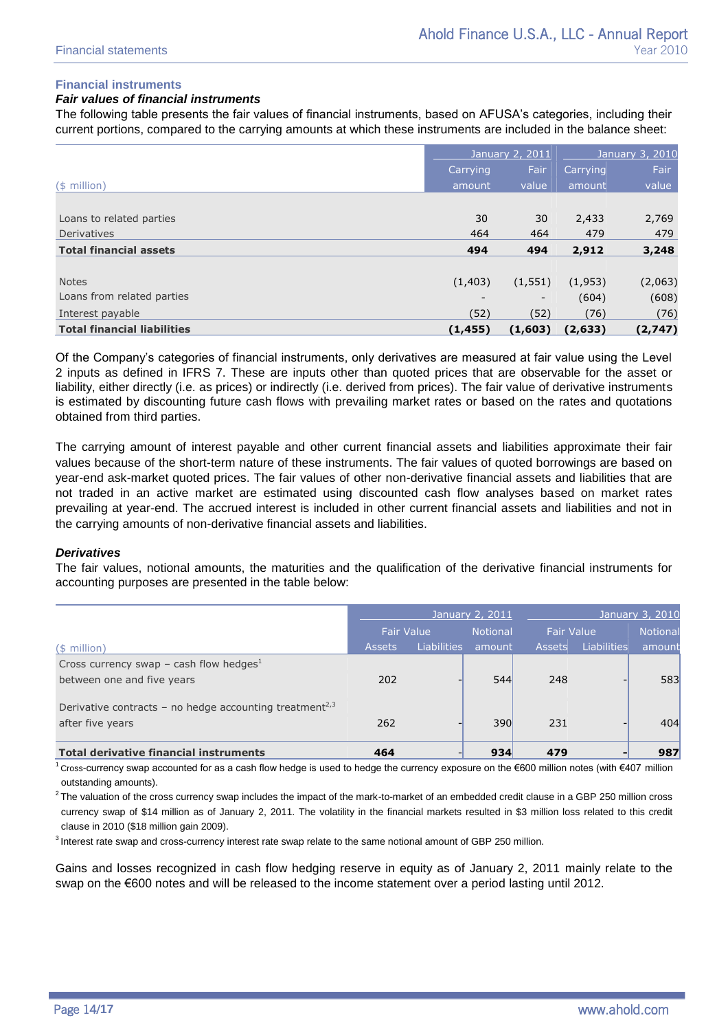## Financial instruments

### *Fair values of financial instruments*

The following table presents the fair values of financial instruments, based on AFUSA's categories, including their current portions, compared to the carrying amounts at which these instruments are included in the balance sheet:

| ($ million) | January 2, 2011 Carrying amount | January 2, 2011 Fair value | January 3, 2010 Carrying amount | January 3, 2010 Fair value |
|---|---|---|---|---|
| Loans to related parties | 30 | 30 | 2,433 | 2,769 |
| Derivatives | 464 | 464 | 479 | 479 |
| **Total financial assets** | **494** | **494** | **2,912** | **3,248** |
| Notes | (1,403) | (1,551) | (1,953) | (2,063) |
| Loans from related parties | - | - | (604) | (608) |
| Interest payable | (52) | (52) | (76) | (76) |
| **Total financial liabilities** | **(1,455)** | **(1,603)** | **(2,633)** | **(2,747)** |

Of the Company's categories of financial instruments, only derivatives are measured at fair value using the Level 2 inputs as defined in IFRS 7. These are inputs other than quoted prices that are observable for the asset or liability, either directly (i.e. as prices) or indirectly (i.e. derived from prices). The fair value of derivative instruments is estimated by discounting future cash flows with prevailing market rates or based on the rates and quotations obtained from third parties.

The carrying amount of interest payable and other current financial assets and liabilities approximate their fair values because of the short-term nature of these instruments. The fair values of quoted borrowings are based on year-end ask-market quoted prices. The fair values of other non-derivative financial assets and liabilities that are not traded in an active market are estimated using discounted cash flow analyses based on market rates prevailing at year-end. The accrued interest is included in other current financial assets and liabilities and not in the carrying amounts of non-derivative financial assets and liabilities.

### *Derivatives*

The fair values, notional amounts, the maturities and the qualification of the derivative financial instruments for accounting purposes are presented in the table below:

| ($ million) | January 2, 2011 Fair Value Assets | January 2, 2011 Fair Value Liabilities | January 2, 2011 Notional amount | January 3, 2010 Fair Value Assets | January 3, 2010 Fair Value Liabilities | January 3, 2010 Notional amount |
|---|---|---|---|---|---|---|
| Cross currency swap – cash flow hedges[1] between one and five years | 202 | - | 544 | 248 | - | 583 |
| Derivative contracts – no hedge accounting treatment[2,3] after five years | 262 | - | 390 | 231 | - | 404 |
| **Total derivative financial instruments** | **464** | **-** | **934** | **479** | **-** | **987** |

[1] Cross-currency swap accounted for as a cash flow hedge is used to hedge the currency exposure on the €600 million notes (with €407 million outstanding amounts).

[2] The valuation of the cross currency swap includes the impact of the mark-to-market of an embedded credit clause in a GBP 250 million cross currency swap of $14 million as of January 2, 2011. The volatility in the financial markets resulted in $3 million loss related to this credit clause in 2010 ($18 million gain 2009).

[3] Interest rate swap and cross-currency interest rate swap relate to the same notional amount of GBP 250 million.

Gains and losses recognized in cash flow hedging reserve in equity as of January 2, 2011 mainly relate to the swap on the €600 notes and will be released to the income statement over a period lasting until 2012.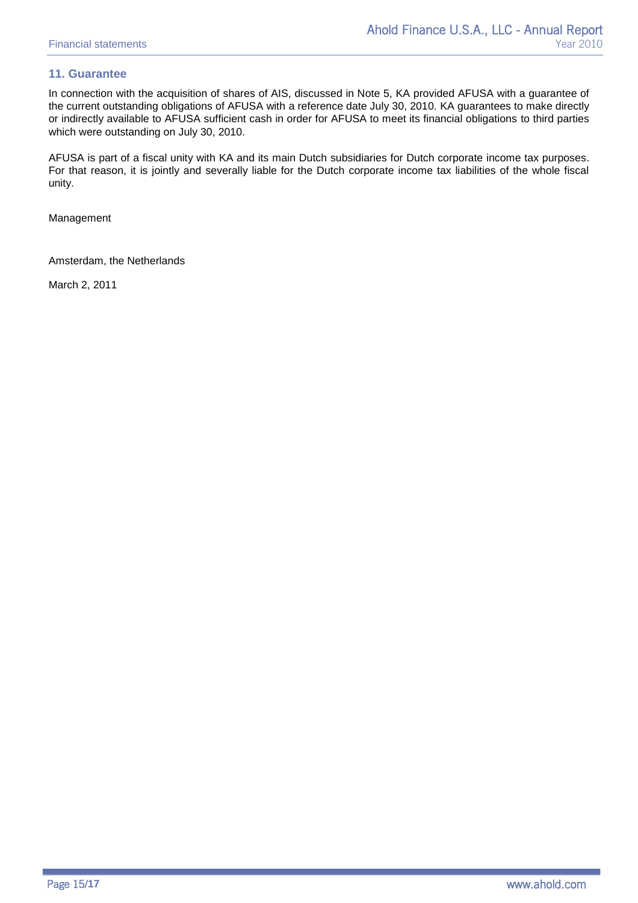## 11. Guarantee

In connection with the acquisition of shares of AIS, discussed in Note 5, KA provided AFUSA with a guarantee of the current outstanding obligations of AFUSA with a reference date July 30, 2010. KA guarantees to make directly or indirectly available to AFUSA sufficient cash in order for AFUSA to meet its financial obligations to third parties which were outstanding on July 30, 2010.

AFUSA is part of a fiscal unity with KA and its main Dutch subsidiaries for Dutch corporate income tax purposes. For that reason, it is jointly and severally liable for the Dutch corporate income tax liabilities of the whole fiscal unity.

Management

Amsterdam, the Netherlands

March 2, 2011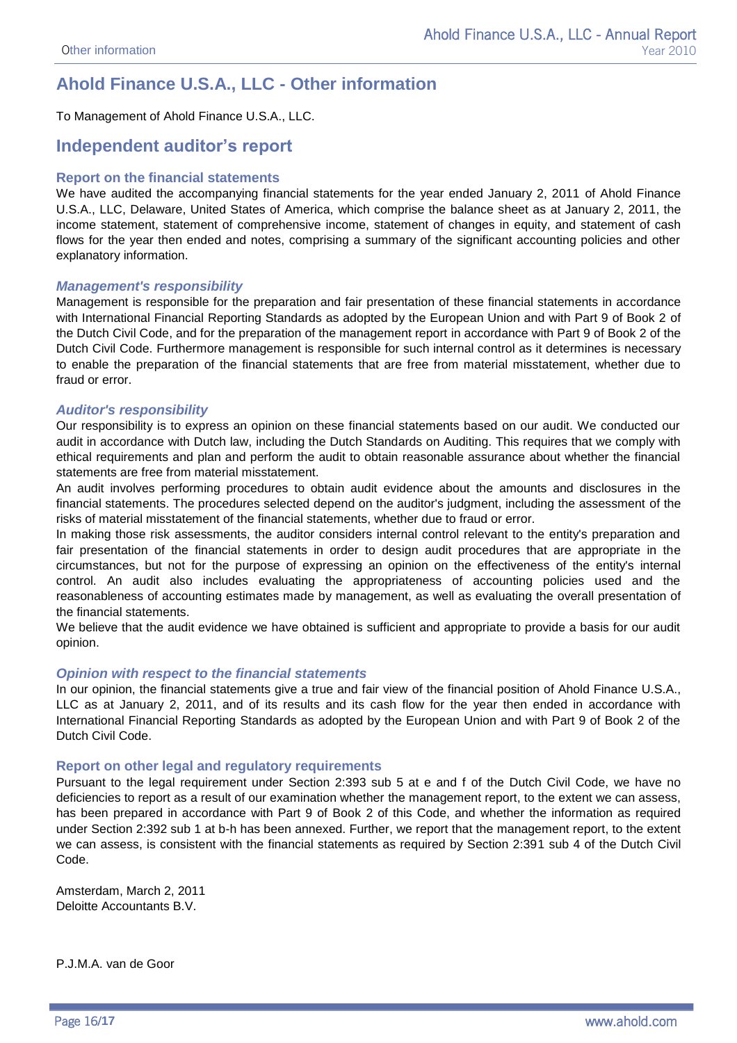# Ahold Finance U.S.A., LLC - Other information

To Management of Ahold Finance U.S.A., LLC.

## Independent auditor's report

### Report on the financial statements

We have audited the accompanying financial statements for the year ended January 2, 2011 of Ahold Finance U.S.A., LLC, Delaware, United States of America, which comprise the balance sheet as at January 2, 2011, the income statement, statement of comprehensive income, statement of changes in equity, and statement of cash flows for the year then ended and notes, comprising a summary of the significant accounting policies and other explanatory information.

#### *Management's responsibility*

Management is responsible for the preparation and fair presentation of these financial statements in accordance with International Financial Reporting Standards as adopted by the European Union and with Part 9 of Book 2 of the Dutch Civil Code, and for the preparation of the management report in accordance with Part 9 of Book 2 of the Dutch Civil Code. Furthermore management is responsible for such internal control as it determines is necessary to enable the preparation of the financial statements that are free from material misstatement, whether due to fraud or error.

#### *Auditor's responsibility*

Our responsibility is to express an opinion on these financial statements based on our audit. We conducted our audit in accordance with Dutch law, including the Dutch Standards on Auditing. This requires that we comply with ethical requirements and plan and perform the audit to obtain reasonable assurance about whether the financial statements are free from material misstatement.

An audit involves performing procedures to obtain audit evidence about the amounts and disclosures in the financial statements. The procedures selected depend on the auditor's judgment, including the assessment of the risks of material misstatement of the financial statements, whether due to fraud or error.

In making those risk assessments, the auditor considers internal control relevant to the entity's preparation and fair presentation of the financial statements in order to design audit procedures that are appropriate in the circumstances, but not for the purpose of expressing an opinion on the effectiveness of the entity's internal control. An audit also includes evaluating the appropriateness of accounting policies used and the reasonableness of accounting estimates made by management, as well as evaluating the overall presentation of the financial statements.

We believe that the audit evidence we have obtained is sufficient and appropriate to provide a basis for our audit opinion.

#### *Opinion with respect to the financial statements*

In our opinion, the financial statements give a true and fair view of the financial position of Ahold Finance U.S.A., LLC as at January 2, 2011, and of its results and its cash flow for the year then ended in accordance with International Financial Reporting Standards as adopted by the European Union and with Part 9 of Book 2 of the Dutch Civil Code.

### Report on other legal and regulatory requirements

Pursuant to the legal requirement under Section 2:393 sub 5 at e and f of the Dutch Civil Code, we have no deficiencies to report as a result of our examination whether the management report, to the extent we can assess, has been prepared in accordance with Part 9 of Book 2 of this Code, and whether the information as required under Section 2:392 sub 1 at b-h has been annexed. Further, we report that the management report, to the extent we can assess, is consistent with the financial statements as required by Section 2:391 sub 4 of the Dutch Civil Code.

Amsterdam, March 2, 2011
Deloitte Accountants B.V.

P.J.M.A. van de Goor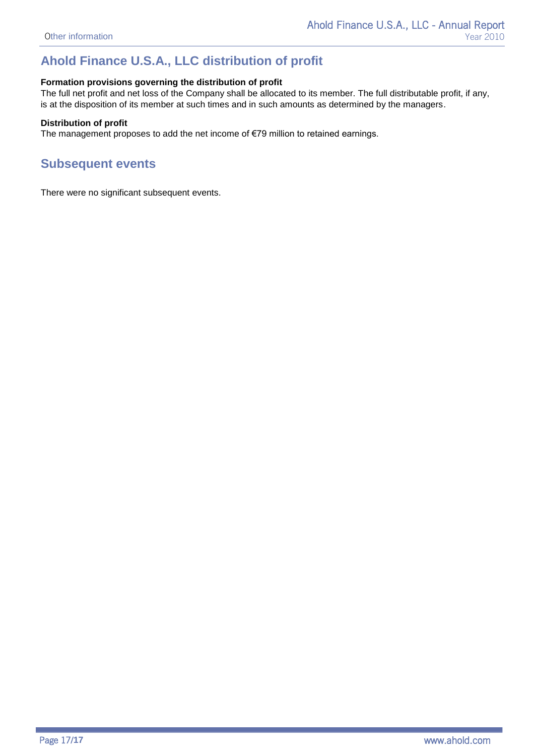## Ahold Finance U.S.A., LLC distribution of profit

**Formation provisions governing the distribution of profit**

The full net profit and net loss of the Company shall be allocated to its member. The full distributable profit, if any, is at the disposition of its member at such times and in such amounts as determined by the managers.

**Distribution of profit**

The management proposes to add the net income of €79 million to retained earnings.

## Subsequent events

There were no significant subsequent events.